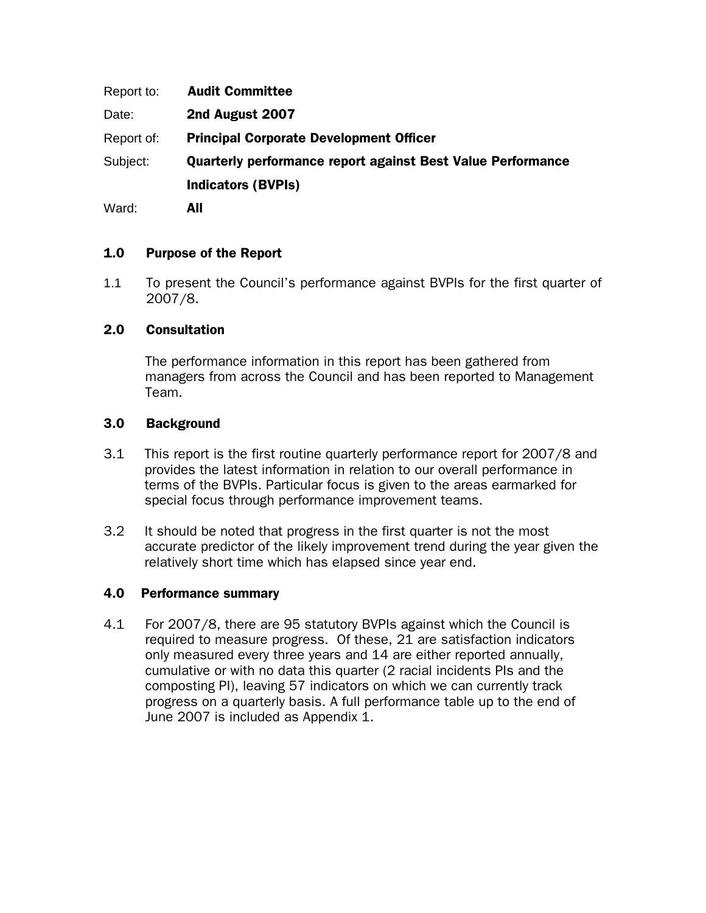| | |
|---|---|
| Report to: | **Audit Committee** |
| Date: | **2nd August 2007** |
| Report of: | **Principal Corporate Development Officer** |
| Subject: | **Quarterly performance report against Best Value Performance Indicators (BVPIs)** |
| Ward: | **All** |

## 1.0 Purpose of the Report

1.1 To present the Council's performance against BVPIs for the first quarter of 2007/8.

## 2.0 Consultation

The performance information in this report has been gathered from managers from across the Council and has been reported to Management Team.

## 3.0 Background

3.1 This report is the first routine quarterly performance report for 2007/8 and provides the latest information in relation to our overall performance in terms of the BVPIs. Particular focus is given to the areas earmarked for special focus through performance improvement teams.

3.2 It should be noted that progress in the first quarter is not the most accurate predictor of the likely improvement trend during the year given the relatively short time which has elapsed since year end.

## 4.0 Performance summary

4.1 For 2007/8, there are 95 statutory BVPIs against which the Council is required to measure progress. Of these, 21 are satisfaction indicators only measured every three years and 14 are either reported annually, cumulative or with no data this quarter (2 racial incidents PIs and the composting PI), leaving 57 indicators on which we can currently track progress on a quarterly basis. A full performance table up to the end of June 2007 is included as Appendix 1.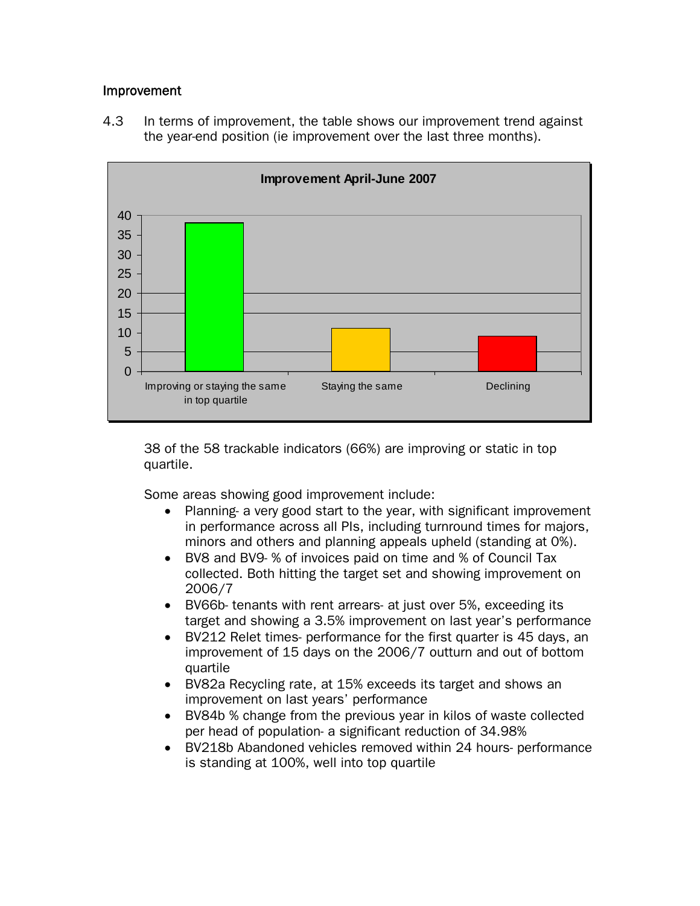### Improvement

4.3 In terms of improvement, the table shows our improvement trend against the year-end position (ie improvement over the last three months).

38 of the 58 trackable indicators (66%) are improving or static in top quartile.

Some areas showing good improvement include:

- Planning- a very good start to the year, with significant improvement in performance across all PIs, including turnround times for majors, minors and others and planning appeals upheld (standing at 0%).
- BV8 and BV9- % of invoices paid on time and % of Council Tax collected. Both hitting the target set and showing improvement on 2006/7
- BV66b- tenants with rent arrears- at just over 5%, exceeding its target and showing a 3.5% improvement on last year's performance
- BV212 Relet times- performance for the first quarter is 45 days, an improvement of 15 days on the 2006/7 outturn and out of bottom quartile
- BV82a Recycling rate, at 15% exceeds its target and shows an improvement on last years' performance
- BV84b % change from the previous year in kilos of waste collected per head of population- a significant reduction of 34.98%
- BV218b Abandoned vehicles removed within 24 hours- performance is standing at 100%, well into top quartile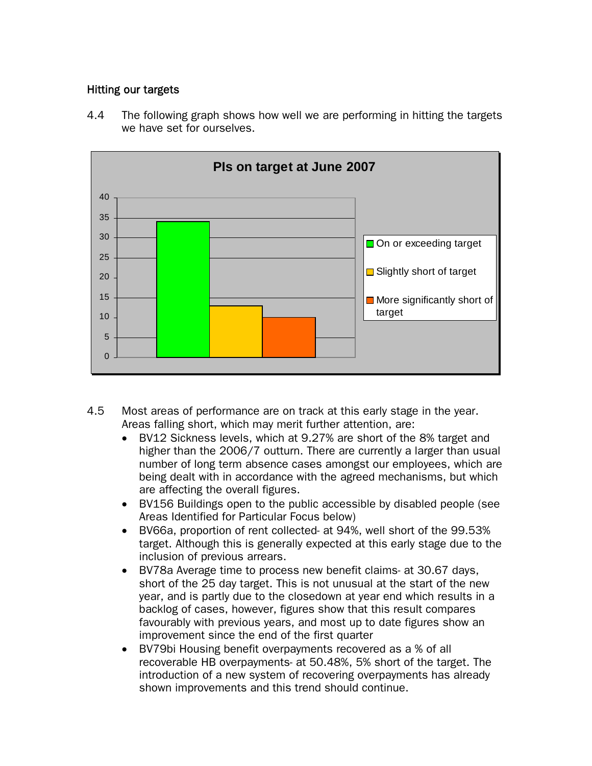### Hitting our targets

4.4 The following graph shows how well we are performing in hitting the targets we have set for ourselves.

**PIs on target at June 2007**

| Category | Number of PIs |
|---|---|
| On or exceeding target | 34 |
| Slightly short of target | 13 |
| More significantly short of target | 10 |

4.5 Most areas of performance are on track at this early stage in the year. Areas falling short, which may merit further attention, are:

- BV12 Sickness levels, which at 9.27% are short of the 8% target and higher than the 2006/7 outturn. There are currently a larger than usual number of long term absence cases amongst our employees, which are being dealt with in accordance with the agreed mechanisms, but which are affecting the overall figures.
- BV156 Buildings open to the public accessible by disabled people (see Areas Identified for Particular Focus below)
- BV66a, proportion of rent collected- at 94%, well short of the 99.53% target. Although this is generally expected at this early stage due to the inclusion of previous arrears.
- BV78a Average time to process new benefit claims- at 30.67 days, short of the 25 day target. This is not unusual at the start of the new year, and is partly due to the closedown at year end which results in a backlog of cases, however, figures show that this result compares favourably with previous years, and most up to date figures show an improvement since the end of the first quarter
- BV79bi Housing benefit overpayments recovered as a % of all recoverable HB overpayments- at 50.48%, 5% short of the target. The introduction of a new system of recovering overpayments has already shown improvements and this trend should continue.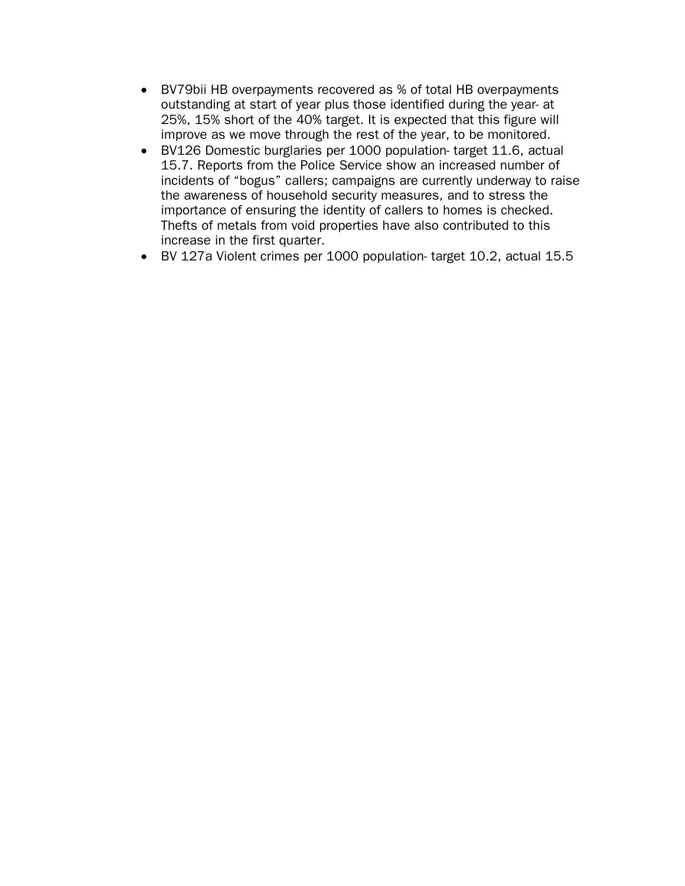- BV79bii HB overpayments recovered as % of total HB overpayments outstanding at start of year plus those identified during the year- at 25%, 15% short of the 40% target. It is expected that this figure will improve as we move through the rest of the year, to be monitored.
- BV126 Domestic burglaries per 1000 population- target 11.6, actual 15.7. Reports from the Police Service show an increased number of incidents of "bogus" callers; campaigns are currently underway to raise the awareness of household security measures, and to stress the importance of ensuring the identity of callers to homes is checked. Thefts of metals from void properties have also contributed to this increase in the first quarter.
- BV 127a Violent crimes per 1000 population- target 10.2, actual 15.5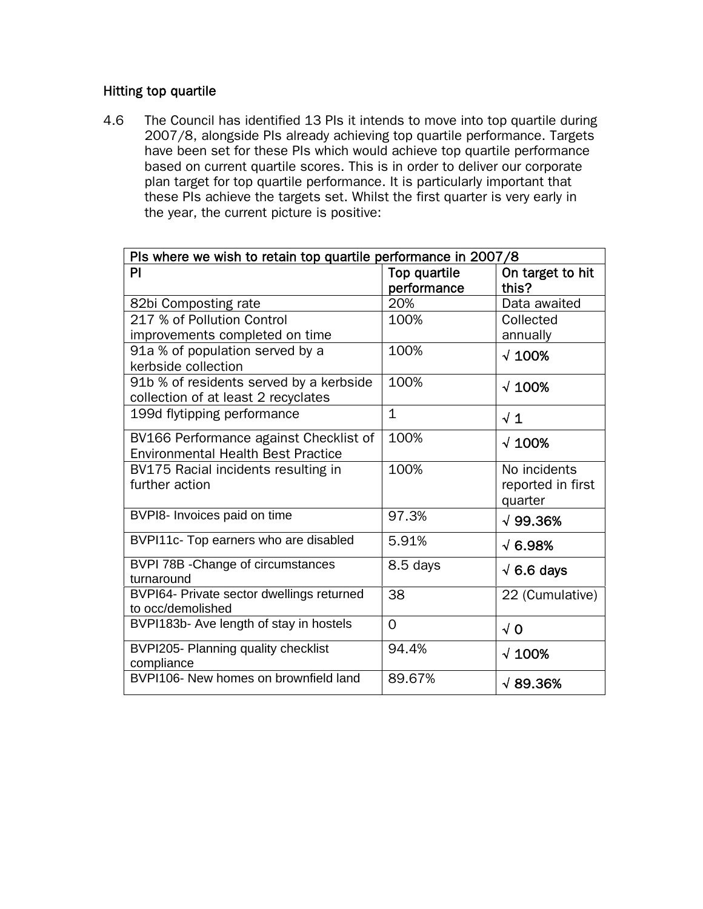### Hitting top quartile

4.6 The Council has identified 13 PIs it intends to move into top quartile during 2007/8, alongside PIs already achieving top quartile performance. Targets have been set for these PIs which would achieve top quartile performance based on current quartile scores. This is in order to deliver our corporate plan target for top quartile performance. It is particularly important that these PIs achieve the targets set. Whilst the first quarter is very early in the year, the current picture is positive:

| PIs where we wish to retain top quartile performance in 2007/8 | | |
|---|---|---|
| PI | Top quartile performance | On target to hit this? |
| 82bi Composting rate | 20% | Data awaited |
| 217 % of Pollution Control improvements completed on time | 100% | Collected annually |
| 91a % of population served by a kerbside collection | 100% | √ 100% |
| 91b % of residents served by a kerbside collection of at least 2 recyclates | 100% | √ 100% |
| 199d flytipping performance | 1 | √ 1 |
| BV166 Performance against Checklist of Environmental Health Best Practice | 100% | √ 100% |
| BV175 Racial incidents resulting in further action | 100% | No incidents reported in first quarter |
| BVPI8- Invoices paid on time | 97.3% | √ 99.36% |
| BVPI11c- Top earners who are disabled | 5.91% | √ 6.98% |
| BVPI 78B -Change of circumstances turnaround | 8.5 days | √ 6.6 days |
| BVPI64- Private sector dwellings returned to occ/demolished | 38 | 22 (Cumulative) |
| BVPI183b- Ave length of stay in hostels | 0 | √ 0 |
| BVPI205- Planning quality checklist compliance | 94.4% | √ 100% |
| BVPI106- New homes on brownfield land | 89.67% | √ 89.36% |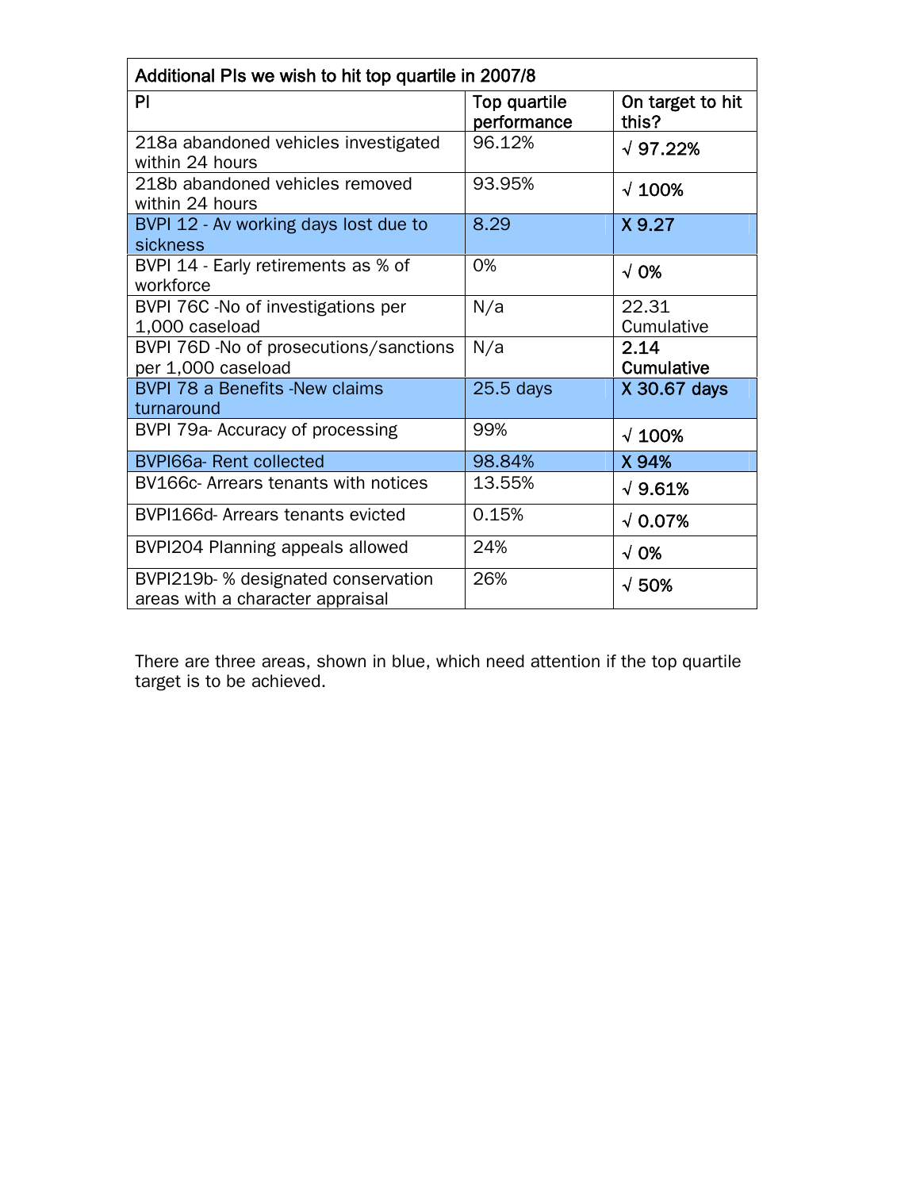| Additional PIs we wish to hit top quartile in 2007/8 | | |
|---|---|---|
| PI | Top quartile performance | On target to hit this? |
| 218a abandoned vehicles investigated within 24 hours | 96.12% | √ 97.22% |
| 218b abandoned vehicles removed within 24 hours | 93.95% | √ 100% |
| BVPI 12 - Av working days lost due to sickness | 8.29 | X 9.27 |
| BVPI 14 - Early retirements as % of workforce | 0% | √ 0% |
| BVPI 76C -No of investigations per 1,000 caseload | N/a | 22.31 Cumulative |
| BVPI 76D -No of prosecutions/sanctions per 1,000 caseload | N/a | 2.14 Cumulative |
| BVPI 78 a Benefits -New claims turnaround | 25.5 days | X 30.67 days |
| BVPI 79a- Accuracy of processing | 99% | √ 100% |
| BVPI66a- Rent collected | 98.84% | X 94% |
| BV166c- Arrears tenants with notices | 13.55% | √ 9.61% |
| BVPI166d- Arrears tenants evicted | 0.15% | √ 0.07% |
| BVPI204 Planning appeals allowed | 24% | √ 0% |
| BVPI219b- % designated conservation areas with a character appraisal | 26% | √ 50% |

There are three areas, shown in blue, which need attention if the top quartile target is to be achieved.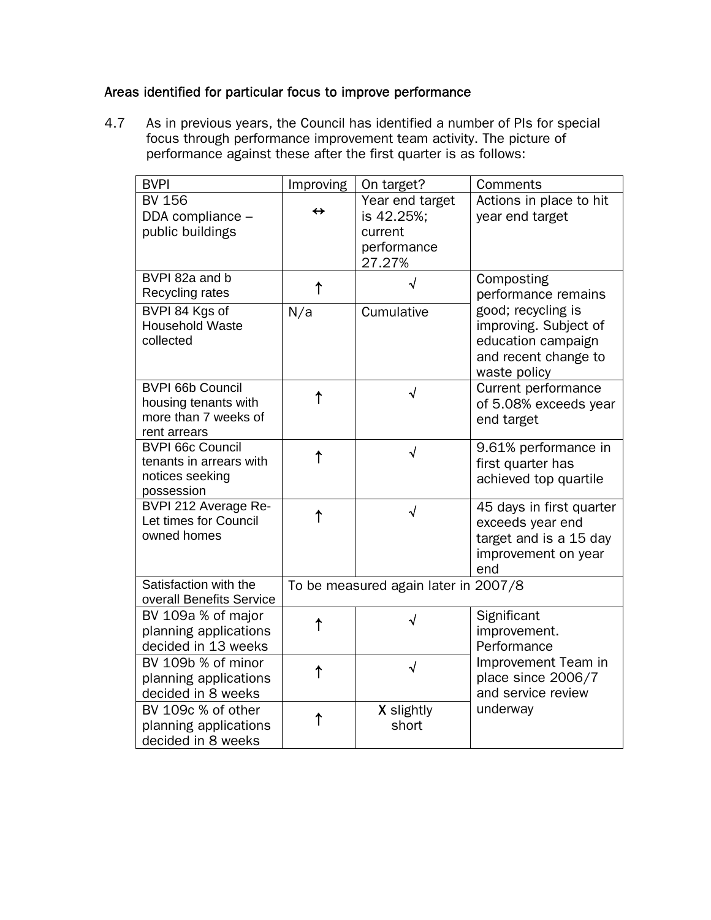### Areas identified for particular focus to improve performance

4.7 As in previous years, the Council has identified a number of PIs for special focus through performance improvement team activity. The picture of performance against these after the first quarter is as follows:

| BVPI | Improving | On target? | Comments |
|---|---|---|---|
| BV 156 DDA compliance – public buildings | ↔ | Year end target is 42.25%; current performance 27.27% | Actions in place to hit year end target |
| BVPI 82a and b Recycling rates | ↑ | √ | Composting performance remains good; recycling is improving. Subject of education campaign and recent change to waste policy |
| BVPI 84 Kgs of Household Waste collected | N/a | Cumulative | |
| BVPI 66b Council housing tenants with more than 7 weeks of rent arrears | ↑ | √ | Current performance of 5.08% exceeds year end target |
| BVPI 66c Council tenants in arrears with notices seeking possession | ↑ | √ | 9.61% performance in first quarter has achieved top quartile |
| BVPI 212 Average Re-Let times for Council owned homes | ↑ | √ | 45 days in first quarter exceeds year end target and is a 15 day improvement on year end |
| Satisfaction with the overall Benefits Service | To be measured again later in 2007/8 | | |
| BV 109a % of major planning applications decided in 13 weeks | ↑ | √ | Significant improvement. Performance Improvement Team in place since 2006/7 and service review underway |
| BV 109b % of minor planning applications decided in 8 weeks | ↑ | √ | |
| BV 109c % of other planning applications decided in 8 weeks | ↑ | X slightly short | |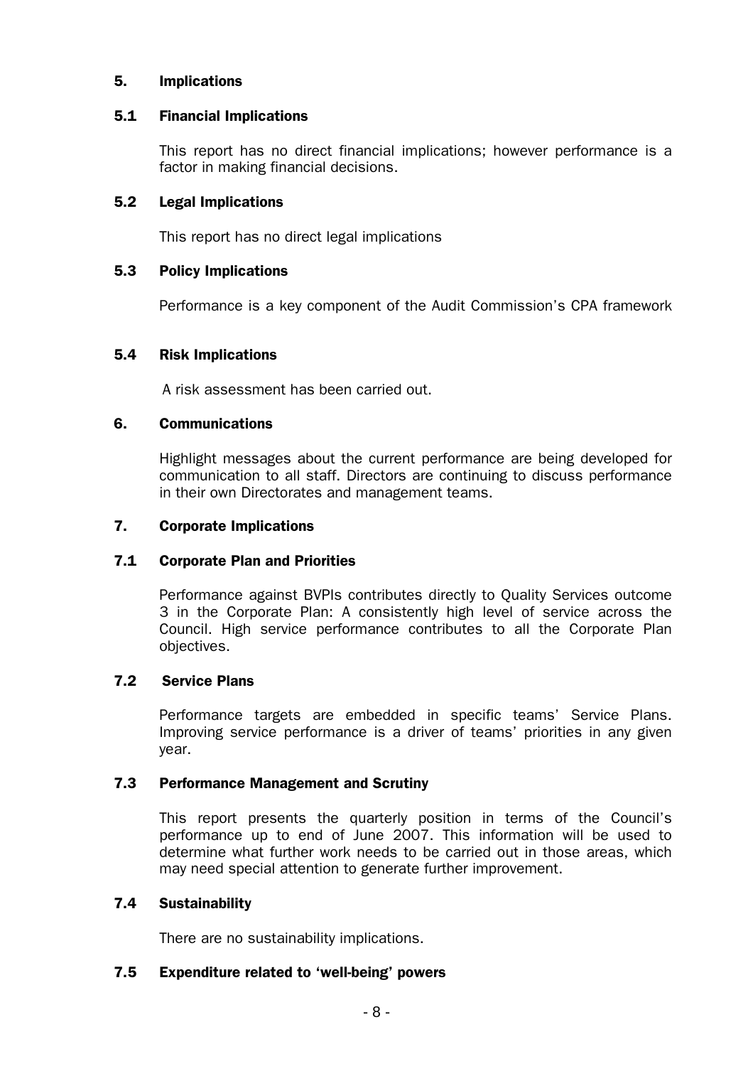## 5. Implications

### 5.1 Financial Implications

This report has no direct financial implications; however performance is a factor in making financial decisions.

### 5.2 Legal Implications

This report has no direct legal implications

### 5.3 Policy Implications

Performance is a key component of the Audit Commission's CPA framework

### 5.4 Risk Implications

A risk assessment has been carried out.

## 6. Communications

Highlight messages about the current performance are being developed for communication to all staff. Directors are continuing to discuss performance in their own Directorates and management teams.

## 7. Corporate Implications

### 7.1 Corporate Plan and Priorities

Performance against BVPIs contributes directly to Quality Services outcome 3 in the Corporate Plan: A consistently high level of service across the Council. High service performance contributes to all the Corporate Plan objectives.

### 7.2 Service Plans

Performance targets are embedded in specific teams' Service Plans. Improving service performance is a driver of teams' priorities in any given year.

### 7.3 Performance Management and Scrutiny

This report presents the quarterly position in terms of the Council's performance up to end of June 2007. This information will be used to determine what further work needs to be carried out in those areas, which may need special attention to generate further improvement.

### 7.4 Sustainability

There are no sustainability implications.

### 7.5 Expenditure related to 'well-being' powers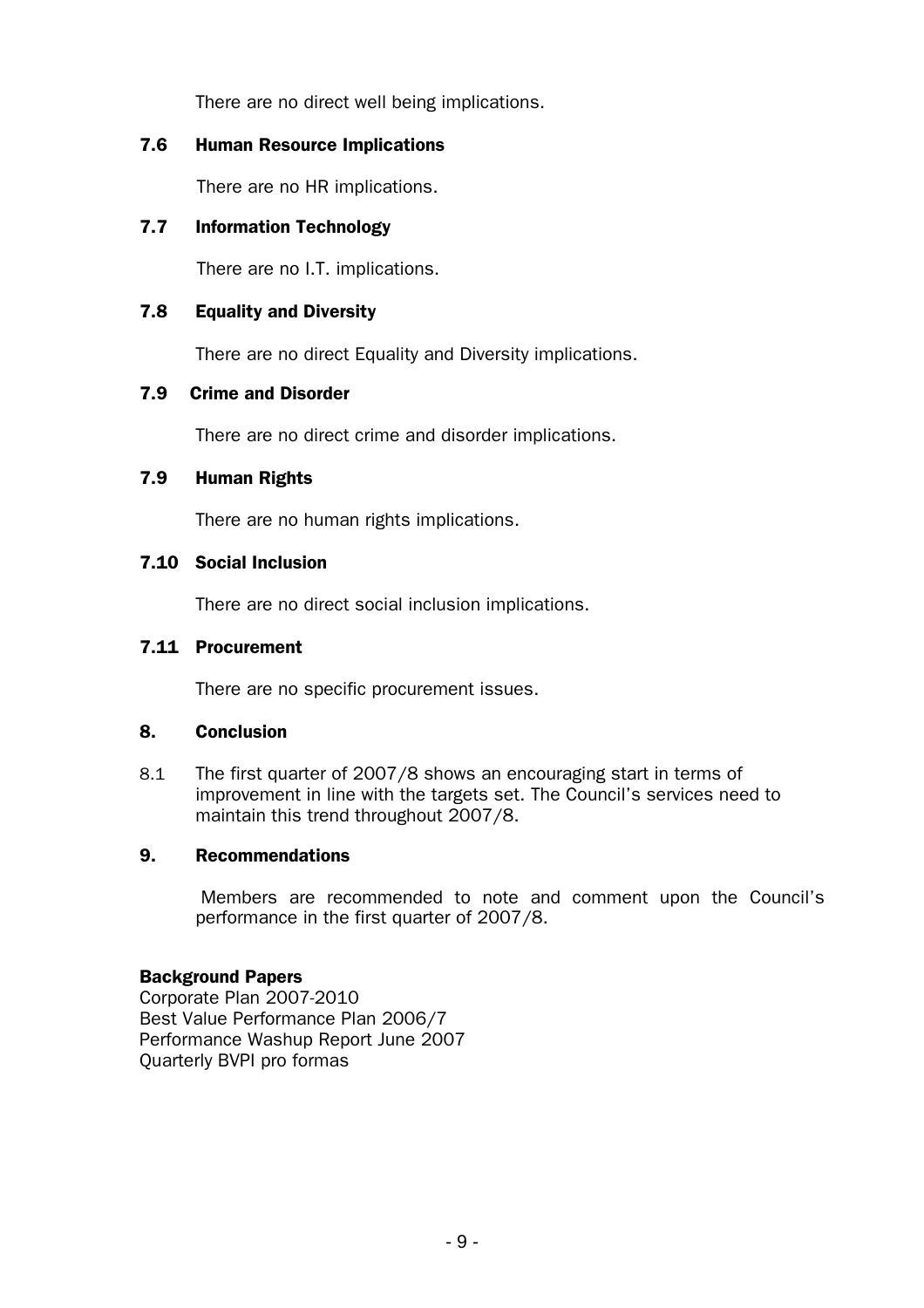There are no direct well being implications.

### 7.6 Human Resource Implications

There are no HR implications.

### 7.7 Information Technology

There are no I.T. implications.

### 7.8 Equality and Diversity

There are no direct Equality and Diversity implications.

### 7.9 Crime and Disorder

There are no direct crime and disorder implications.

### 7.9 Human Rights

There are no human rights implications.

### 7.10 Social Inclusion

There are no direct social inclusion implications.

### 7.11 Procurement

There are no specific procurement issues.

## 8. Conclusion

8.1 The first quarter of 2007/8 shows an encouraging start in terms of improvement in line with the targets set. The Council's services need to maintain this trend throughout 2007/8.

## 9. Recommendations

Members are recommended to note and comment upon the Council's performance in the first quarter of 2007/8.

**Background Papers**

Corporate Plan 2007-2010
Best Value Performance Plan 2006/7
Performance Washup Report June 2007
Quarterly BVPI pro formas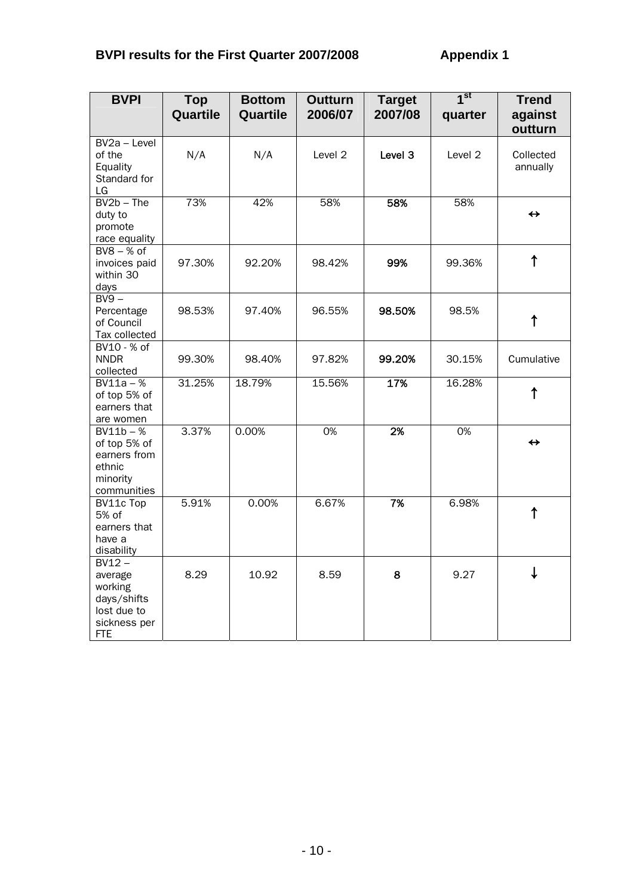**BVPI results for the First Quarter 2007/2008** **Appendix 1**

| BVPI | Top Quartile | Bottom Quartile | Outturn 2006/07 | Target 2007/08 | 1st quarter | Trend against outturn |
|---|---|---|---|---|---|---|
| BV2a – Level of the Equality Standard for LG | N/A | N/A | Level 2 | Level 3 | Level 2 | Collected annually |
| BV2b – The duty to promote race equality | 73% | 42% | 58% | 58% | 58% | ↔ |
| BV8 – % of invoices paid within 30 days | 97.30% | 92.20% | 98.42% | 99% | 99.36% | ↑ |
| BV9 – Percentage of Council Tax collected | 98.53% | 97.40% | 96.55% | 98.50% | 98.5% | ↑ |
| BV10 - % of NNDR collected | 99.30% | 98.40% | 97.82% | 99.20% | 30.15% | Cumulative |
| BV11a – % of top 5% of earners that are women | 31.25% | 18.79% | 15.56% | 17% | 16.28% | ↑ |
| BV11b – % of top 5% of earners from ethnic minority communities | 3.37% | 0.00% | 0% | 2% | 0% | ↔ |
| BV11c Top 5% of earners that have a disability | 5.91% | 0.00% | 6.67% | 7% | 6.98% | ↑ |
| BV12 – average working days/shifts lost due to sickness per FTE | 8.29 | 10.92 | 8.59 | 8 | 9.27 | ↓ |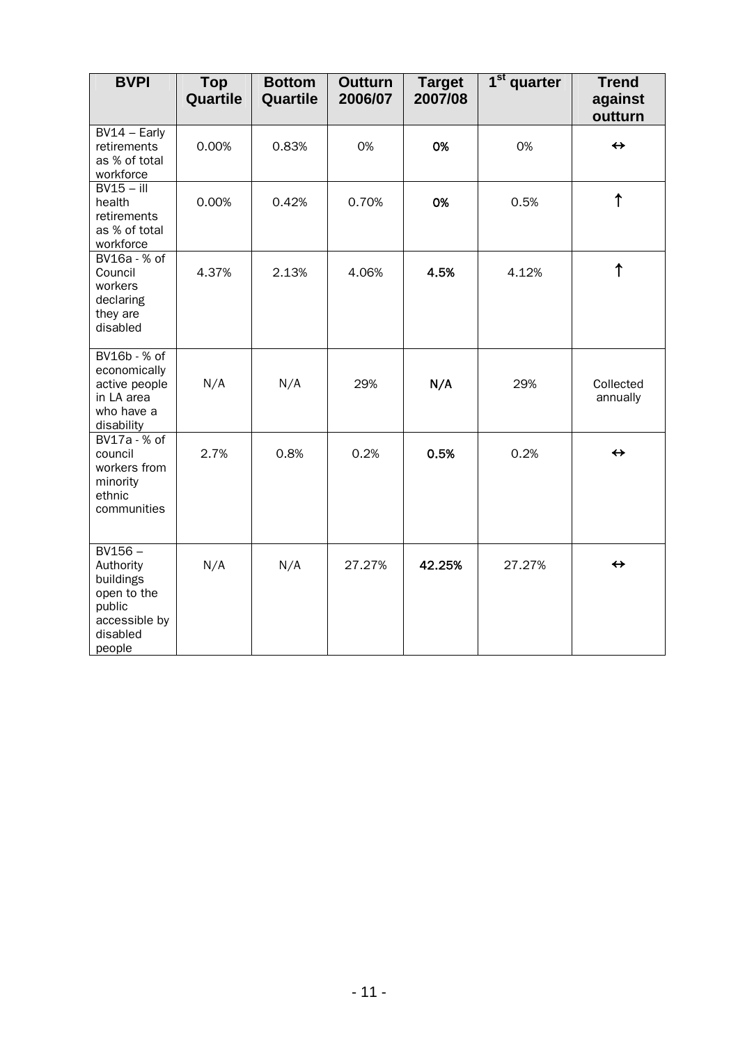| BVPI | Top Quartile | Bottom Quartile | Outturn 2006/07 | Target 2007/08 | 1st quarter | Trend against outturn |
|---|---|---|---|---|---|---|
| BV14 – Early retirements as % of total workforce | 0.00% | 0.83% | 0% | **0%** | 0% | ↔ |
| BV15 – ill health retirements as % of total workforce | 0.00% | 0.42% | 0.70% | **0%** | 0.5% | ↑ |
| BV16a - % of Council workers declaring they are disabled | 4.37% | 2.13% | 4.06% | **4.5%** | 4.12% | ↑ |
| BV16b - % of economically active people in LA area who have a disability | N/A | N/A | 29% | **N/A** | 29% | Collected annually |
| BV17a - % of council workers from minority ethnic communities | 2.7% | 0.8% | 0.2% | **0.5%** | 0.2% | ↔ |
| BV156 – Authority buildings open to the public accessible by disabled people | N/A | N/A | 27.27% | **42.25%** | 27.27% | ↔ |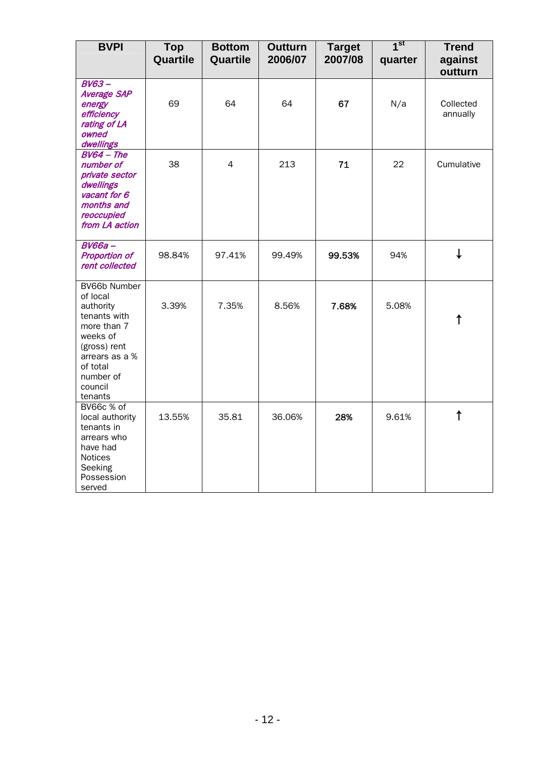| BVPI | Top Quartile | Bottom Quartile | Outturn 2006/07 | Target 2007/08 | 1st quarter | Trend against outturn |
|---|---|---|---|---|---|---|
| *BV63 – Average SAP energy efficiency rating of LA owned dwellings* | 69 | 64 | 64 | **67** | N/a | Collected annually |
| *BV64 – The number of private sector dwellings vacant for 6 months and reoccupied from LA action* | 38 | 4 | 213 | **71** | 22 | Cumulative |
| *BV66a – Proportion of rent collected* | 98.84% | 97.41% | 99.49% | **99.53%** | 94% | ↓ |
| BV66b Number of local authority tenants with more than 7 weeks of (gross) rent arrears as a % of total number of council tenants | 3.39% | 7.35% | 8.56% | **7.68%** | 5.08% | ↑ |
| BV66c % of local authority tenants in arrears who have had Notices Seeking Possession served | 13.55% | 35.81 | 36.06% | **28%** | 9.61% | ↑ |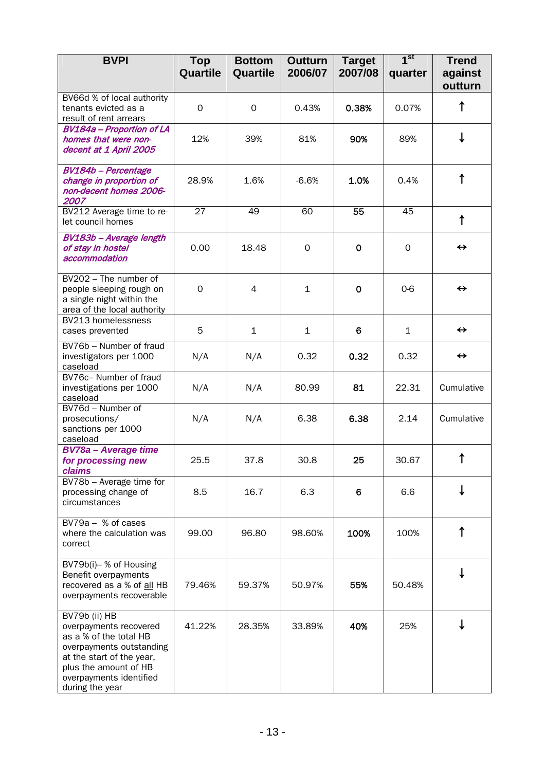| BVPI | Top Quartile | Bottom Quartile | Outturn 2006/07 | Target 2007/08 | 1st quarter | Trend against outturn |
|---|---|---|---|---|---|---|
| BV66d % of local authority tenants evicted as a result of rent arrears | 0 | 0 | 0.43% | **0.38%** | 0.07% | ↑ |
| ***BV184a – Proportion of LA homes that were non-decent at 1 April 2005*** | 12% | 39% | 81% | **90%** | 89% | ↓ |
| ***BV184b – Percentage change in proportion of non-decent homes 2006-2007*** | 28.9% | 1.6% | -6.6% | **1.0%** | 0.4% | ↑ |
| BV212 Average time to re-let council homes | 27 | 49 | 60 | **55** | 45 | ↑ |
| ***BV183b – Average length of stay in hostel accommodation*** | 0.00 | 18.48 | 0 | **0** | 0 | ↔ |
| BV202 – The number of people sleeping rough on a single night within the area of the local authority | 0 | 4 | 1 | **0** | 0-6 | ↔ |
| BV213 homelessness cases prevented | 5 | 1 | 1 | **6** | 1 | ↔ |
| BV76b – Number of fraud investigators per 1000 caseload | N/A | N/A | 0.32 | **0.32** | 0.32 | ↔ |
| BV76c– Number of fraud investigations per 1000 caseload | N/A | N/A | 80.99 | **81** | 22.31 | Cumulative |
| BV76d – Number of prosecutions/ sanctions per 1000 caseload | N/A | N/A | 6.38 | **6.38** | 2.14 | Cumulative |
| ***BV78a – Average time for processing new claims*** | 25.5 | 37.8 | 30.8 | **25** | 30.67 | ↑ |
| BV78b – Average time for processing change of circumstances | 8.5 | 16.7 | 6.3 | **6** | 6.6 | ↓ |
| BV79a – % of cases where the calculation was correct | 99.00 | 96.80 | 98.60% | **100%** | 100% | ↑ |
| BV79b(i)– % of Housing Benefit overpayments recovered as a % of all HB overpayments recoverable | 79.46% | 59.37% | 50.97% | **55%** | 50.48% | ↓ |
| BV79b (ii) HB overpayments recovered as a % of the total HB overpayments outstanding at the start of the year, plus the amount of HB overpayments identified during the year | 41.22% | 28.35% | 33.89% | **40%** | 25% | ↓ |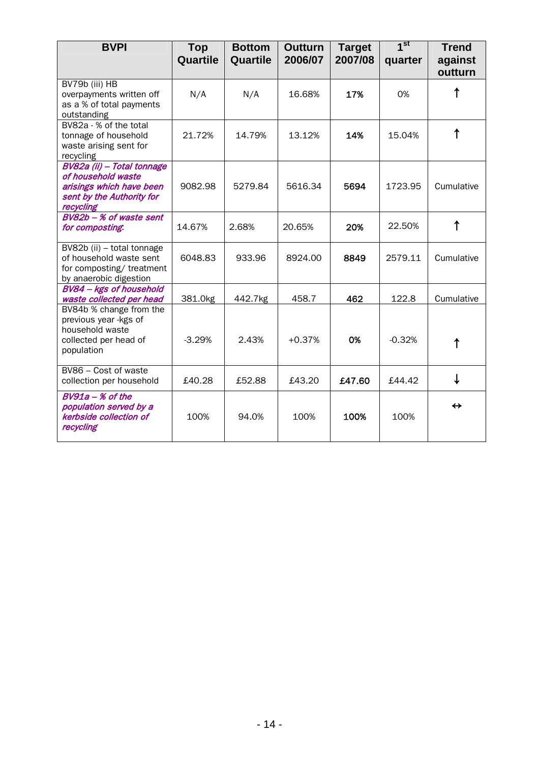| BVPI | Top Quartile | Bottom Quartile | Outturn 2006/07 | Target 2007/08 | 1st quarter | Trend against outturn |
|---|---|---|---|---|---|---|
| BV79b (iii) HB overpayments written off as a % of total payments outstanding | N/A | N/A | 16.68% | **17%** | 0% | ↑ |
| BV82a - % of the total tonnage of household waste arising sent for recycling | 21.72% | 14.79% | 13.12% | **14%** | 15.04% | ↑ |
| ***BV82a (ii) – Total tonnage of household waste arisings which have been sent by the Authority for recycling*** | 9082.98 | 5279.84 | 5616.34 | **5694** | 1723.95 | Cumulative |
| ***BV82b – % of waste sent for composting*** | 14.67% | 2.68% | 20.65% | **20%** | 22.50% | ↑ |
| BV82b (ii) – total tonnage of household waste sent for composting/ treatment by anaerobic digestion | 6048.83 | 933.96 | 8924.00 | **8849** | 2579.11 | Cumulative |
| ***BV84 – kgs of household waste collected per head*** | 381.0kg | 442.7kg | 458.7 | **462** | 122.8 | Cumulative |
| BV84b % change from the previous year -kgs of household waste collected per head of population | -3.29% | 2.43% | +0.37% | **0%** | -0.32% | ↑ |
| BV86 – Cost of waste collection per household | £40.28 | £52.88 | £43.20 | **£47.60** | £44.42 | ↓ |
| ***BV91a – % of the population served by a kerbside collection of recycling*** | 100% | 94.0% | 100% | **100%** | 100% | ↔ |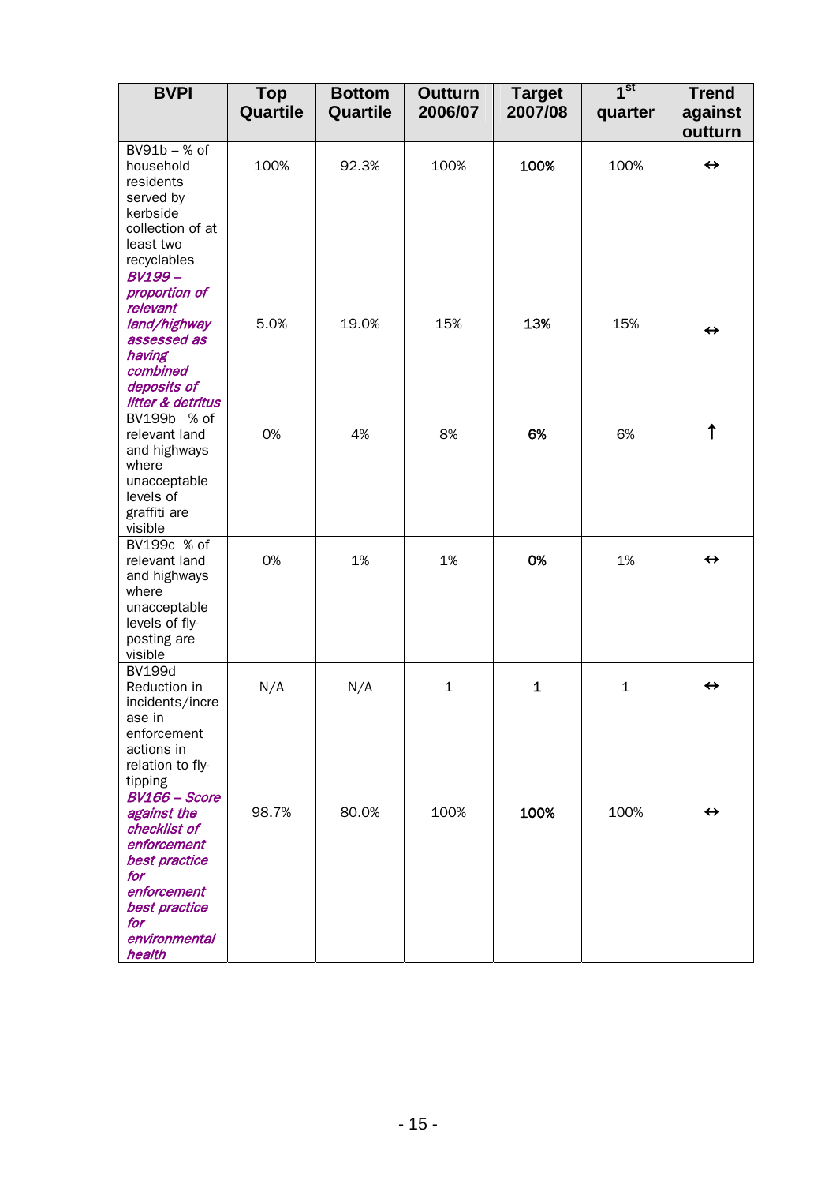| BVPI | Top Quartile | Bottom Quartile | Outturn 2006/07 | Target 2007/08 | 1st quarter | Trend against outturn |
|---|---|---|---|---|---|---|
| BV91b – % of household residents served by kerbside collection of at least two recyclables | 100% | 92.3% | 100% | **100%** | 100% | ↔ |
| ***BV199 – proportion of relevant land/highway assessed as having combined deposits of litter & detritus*** | 5.0% | 19.0% | 15% | **13%** | 15% | ↔ |
| BV199b % of relevant land and highways where unacceptable levels of graffiti are visible | 0% | 4% | 8% | **6%** | 6% | ↑ |
| BV199c % of relevant land and highways where unacceptable levels of fly-posting are visible | 0% | 1% | 1% | **0%** | 1% | ↔ |
| BV199d Reduction in incidents/increase in enforcement actions in relation to fly-tipping | N/A | N/A | 1 | **1** | 1 | ↔ |
| ***BV166 – Score against the checklist of enforcement best practice for enforcement best practice for environmental health*** | 98.7% | 80.0% | 100% | **100%** | 100% | ↔ |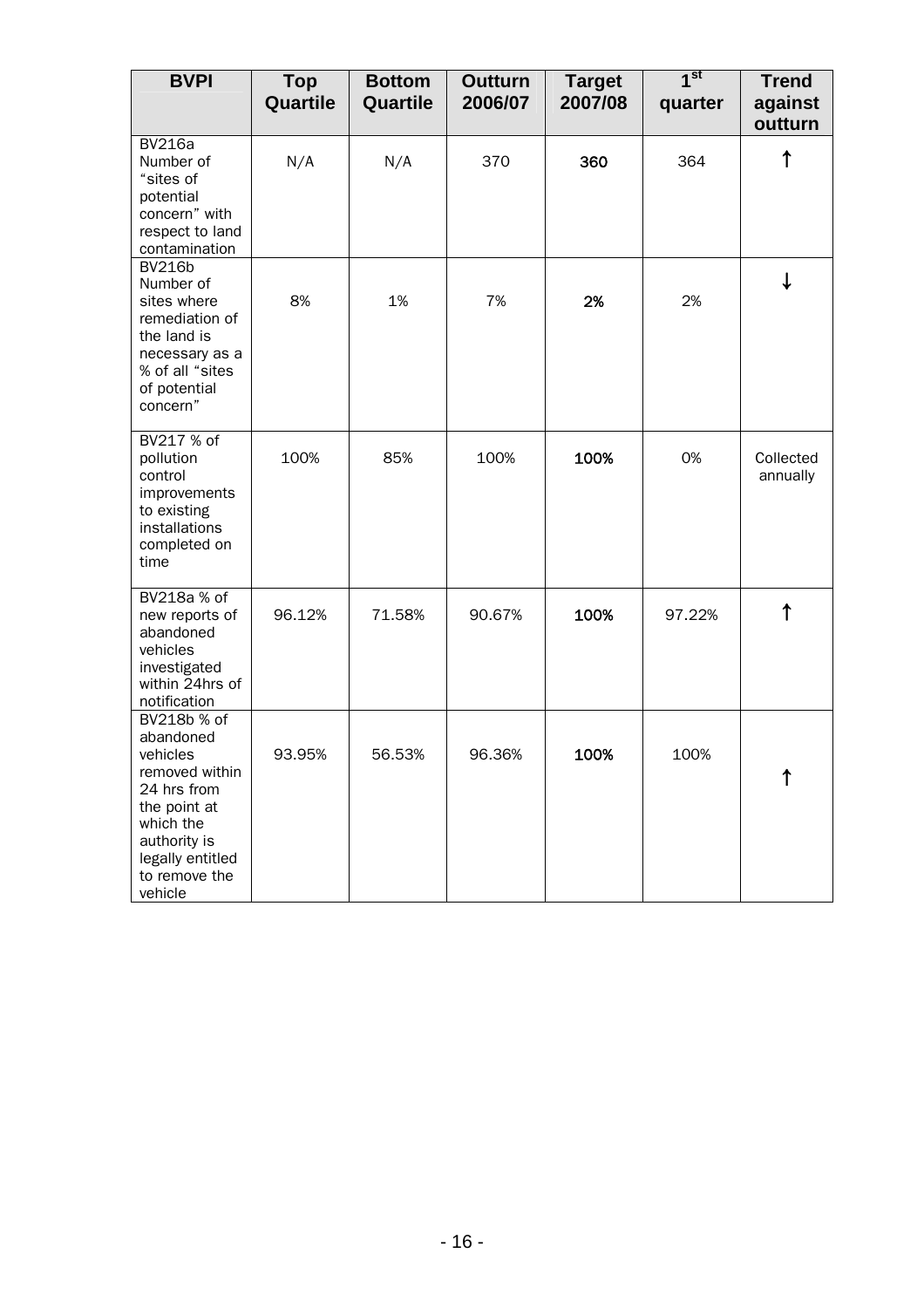| BVPI | Top Quartile | Bottom Quartile | Outturn 2006/07 | Target 2007/08 | 1st quarter | Trend against outturn |
|---|---|---|---|---|---|---|
| BV216a Number of "sites of potential concern" with respect to land contamination | N/A | N/A | 370 | 360 | 364 | ↑ |
| BV216b Number of sites where remediation of the land is necessary as a % of all "sites of potential concern" | 8% | 1% | 7% | 2% | 2% | ↓ |
| BV217 % of pollution control improvements to existing installations completed on time | 100% | 85% | 100% | 100% | 0% | Collected annually |
| BV218a % of new reports of abandoned vehicles investigated within 24hrs of notification | 96.12% | 71.58% | 90.67% | 100% | 97.22% | ↑ |
| BV218b % of abandoned vehicles removed within 24 hrs from the point at which the authority is legally entitled to remove the vehicle | 93.95% | 56.53% | 96.36% | 100% | 100% | ↑ |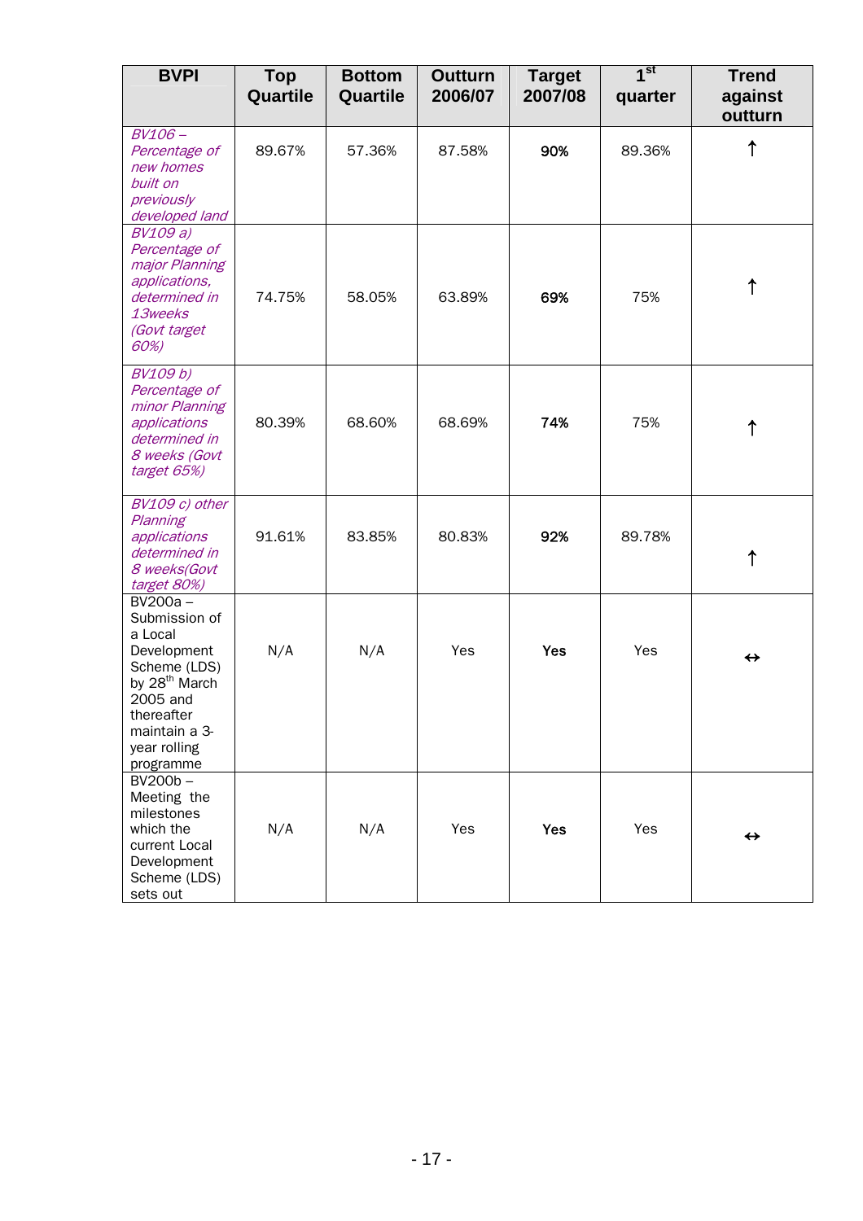| BVPI | Top Quartile | Bottom Quartile | Outturn 2006/07 | Target 2007/08 | 1st quarter | Trend against outturn |
|---|---|---|---|---|---|---|
| *BV106 – Percentage of new homes built on previously developed land* | 89.67% | 57.36% | 87.58% | **90%** | 89.36% | ↑ |
| *BV109 a) Percentage of major Planning applications, determined in 13weeks (Govt target 60%)* | 74.75% | 58.05% | 63.89% | **69%** | 75% | ↑ |
| *BV109 b) Percentage of minor Planning applications determined in 8 weeks (Govt target 65%)* | 80.39% | 68.60% | 68.69% | **74%** | 75% | ↑ |
| *BV109 c) other Planning applications determined in 8 weeks(Govt target 80%)* | 91.61% | 83.85% | 80.83% | **92%** | 89.78% | ↑ |
| BV200a – Submission of a Local Development Scheme (LDS) by 28th March 2005 and thereafter maintain a 3-year rolling programme | N/A | N/A | Yes | **Yes** | Yes | ↔ |
| BV200b – Meeting the milestones which the current Local Development Scheme (LDS) sets out | N/A | N/A | Yes | **Yes** | Yes | ↔ |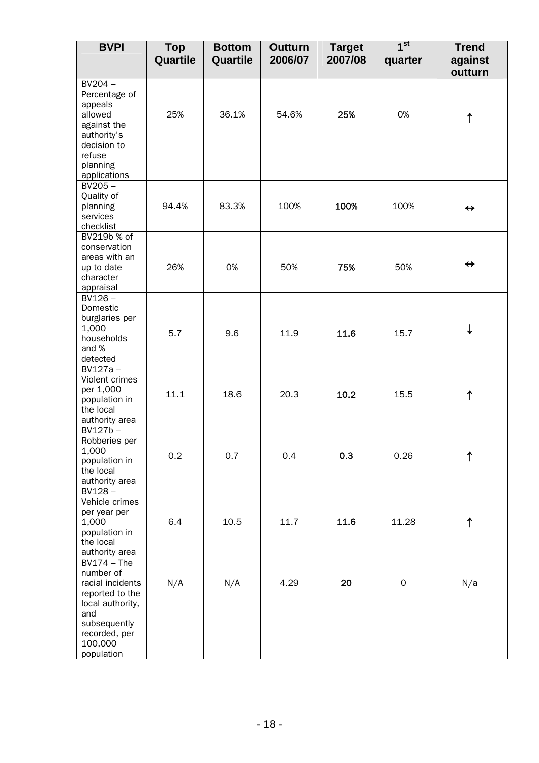| BVPI | Top Quartile | Bottom Quartile | Outturn 2006/07 | Target 2007/08 | 1st quarter | Trend against outturn |
|---|---|---|---|---|---|---|
| BV204 – Percentage of appeals allowed against the authority's decision to refuse planning applications | 25% | 36.1% | 54.6% | **25%** | 0% | ↑ |
| BV205 – Quality of planning services checklist | 94.4% | 83.3% | 100% | **100%** | 100% | ↔ |
| BV219b % of conservation areas with an up to date character appraisal | 26% | 0% | 50% | **75%** | 50% | ↔ |
| BV126 – Domestic burglaries per 1,000 households and % detected | 5.7 | 9.6 | 11.9 | **11.6** | 15.7 | ↓ |
| BV127a – Violent crimes per 1,000 population in the local authority area | 11.1 | 18.6 | 20.3 | **10.2** | 15.5 | ↑ |
| BV127b – Robberies per 1,000 population in the local authority area | 0.2 | 0.7 | 0.4 | **0.3** | 0.26 | ↑ |
| BV128 – Vehicle crimes per year per 1,000 population in the local authority area | 6.4 | 10.5 | 11.7 | **11.6** | 11.28 | ↑ |
| BV174 – The number of racial incidents reported to the local authority, and subsequently recorded, per 100,000 population | N/A | N/A | 4.29 | **20** | 0 | N/a |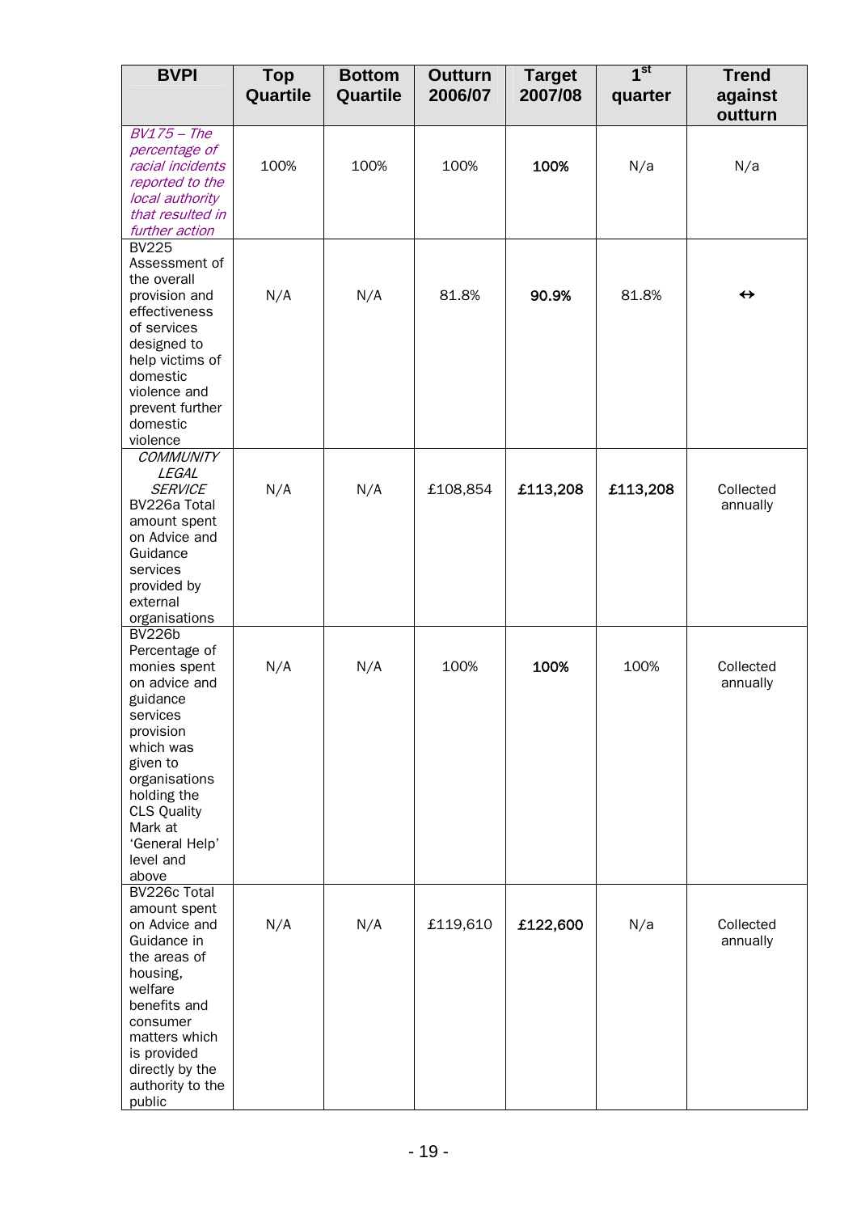| BVPI | Top Quartile | Bottom Quartile | Outturn 2006/07 | Target 2007/08 | 1st quarter | Trend against outturn |
|---|---|---|---|---|---|---|
| *BV175 – The percentage of racial incidents reported to the local authority that resulted in further action* | 100% | 100% | 100% | **100%** | N/a | N/a |
| BV225 Assessment of the overall provision and effectiveness of services designed to help victims of domestic violence and prevent further domestic violence | N/A | N/A | 81.8% | **90.9%** | 81.8% | ↔ |
| *COMMUNITY LEGAL SERVICE* BV226a Total amount spent on Advice and Guidance services provided by external organisations | N/A | N/A | £108,854 | **£113,208** | **£113,208** | Collected annually |
| BV226b Percentage of monies spent on advice and guidance services provision which was given to organisations holding the CLS Quality Mark at 'General Help' level and above | N/A | N/A | 100% | **100%** | 100% | Collected annually |
| BV226c Total amount spent on Advice and Guidance in the areas of housing, welfare benefits and consumer matters which is provided directly by the authority to the public | N/A | N/A | £119,610 | **£122,600** | N/a | Collected annually |